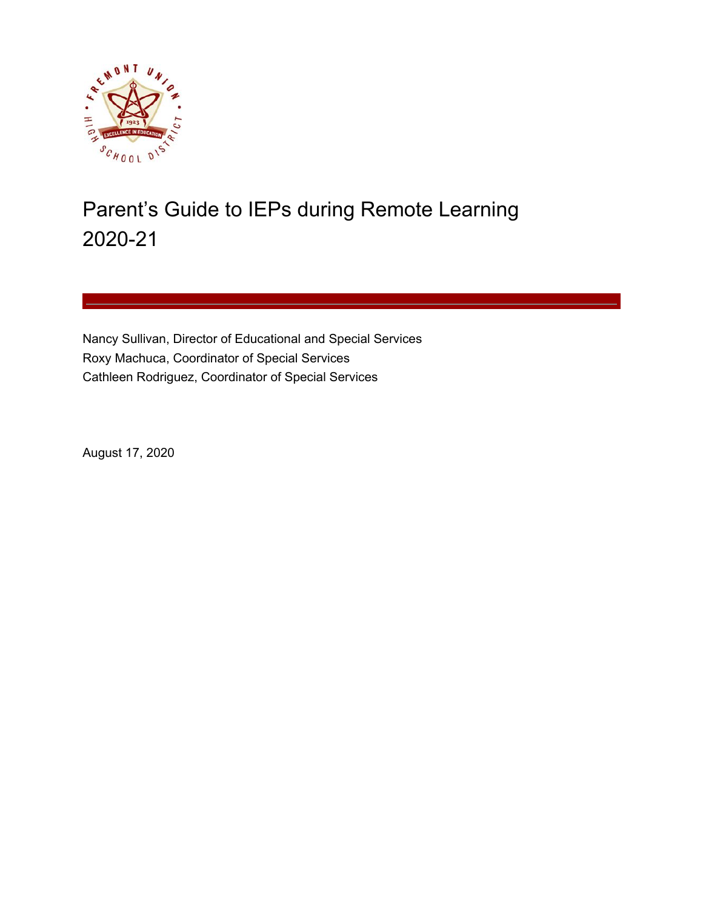# Parent's Guide to IEPs during Remote Learning 2020-21

Nancy Sullivan, Director of Educational and Special Services
Roxy Machuca, Coordinator of Special Services
Cathleen Rodriguez, Coordinator of Special Services

August 17, 2020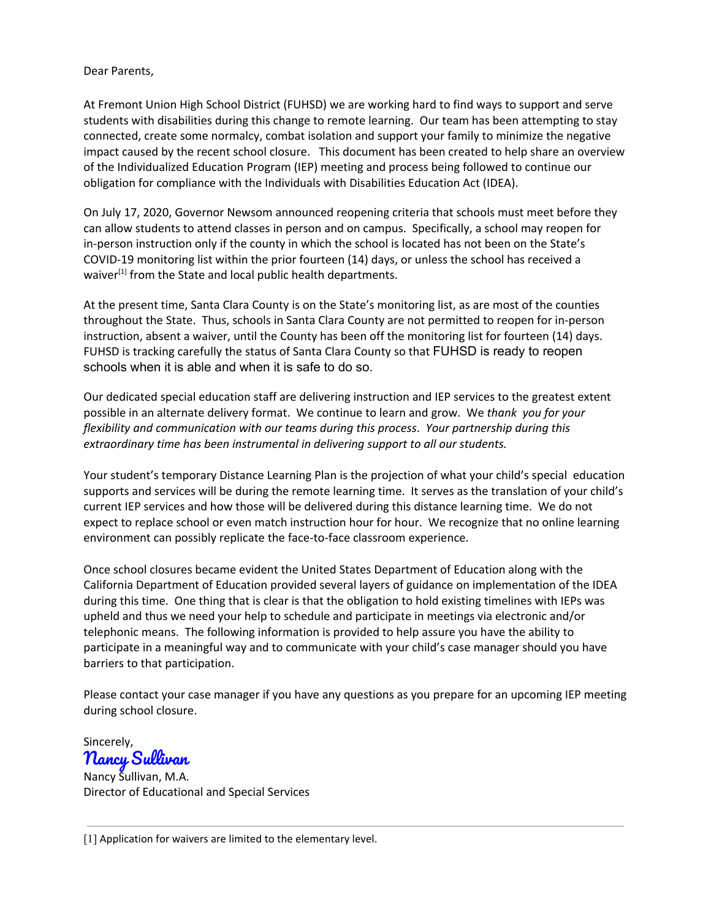Dear Parents,

At Fremont Union High School District (FUHSD) we are working hard to find ways to support and serve students with disabilities during this change to remote learning. Our team has been attempting to stay connected, create some normalcy, combat isolation and support your family to minimize the negative impact caused by the recent school closure. This document has been created to help share an overview of the Individualized Education Program (IEP) meeting and process being followed to continue our obligation for compliance with the Individuals with Disabilities Education Act (IDEA).

On July 17, 2020, Governor Newsom announced reopening criteria that schools must meet before they can allow students to attend classes in person and on campus. Specifically, a school may reopen for in-person instruction only if the county in which the school is located has not been on the State's COVID-19 monitoring list within the prior fourteen (14) days, or unless the school has received a waiver[1] from the State and local public health departments.

At the present time, Santa Clara County is on the State's monitoring list, as are most of the counties throughout the State. Thus, schools in Santa Clara County are not permitted to reopen for in-person instruction, absent a waiver, until the County has been off the monitoring list for fourteen (14) days. FUHSD is tracking carefully the status of Santa Clara County so that FUHSD is ready to reopen schools when it is able and when it is safe to do so.

Our dedicated special education staff are delivering instruction and IEP services to the greatest extent possible in an alternate delivery format. We continue to learn and grow. We *thank you for your flexibility and communication with our teams during this process*. *Your partnership during this extraordinary time has been instrumental in delivering support to all our students.*

Your student's temporary Distance Learning Plan is the projection of what your child's special education supports and services will be during the remote learning time. It serves as the translation of your child's current IEP services and how those will be delivered during this distance learning time. We do not expect to replace school or even match instruction hour for hour. We recognize that no online learning environment can possibly replicate the face-to-face classroom experience.

Once school closures became evident the United States Department of Education along with the California Department of Education provided several layers of guidance on implementation of the IDEA during this time. One thing that is clear is that the obligation to hold existing timelines with IEPs was upheld and thus we need your help to schedule and participate in meetings via electronic and/or telephonic means. The following information is provided to help assure you have the ability to participate in a meaningful way and to communicate with your child's case manager should you have barriers to that participation.

Please contact your case manager if you have any questions as you prepare for an upcoming IEP meeting during school closure.

Sincerely,
Nancy Sullivan
Nancy Sullivan, M.A.
Director of Educational and Special Services

---

[1] Application for waivers are limited to the elementary level.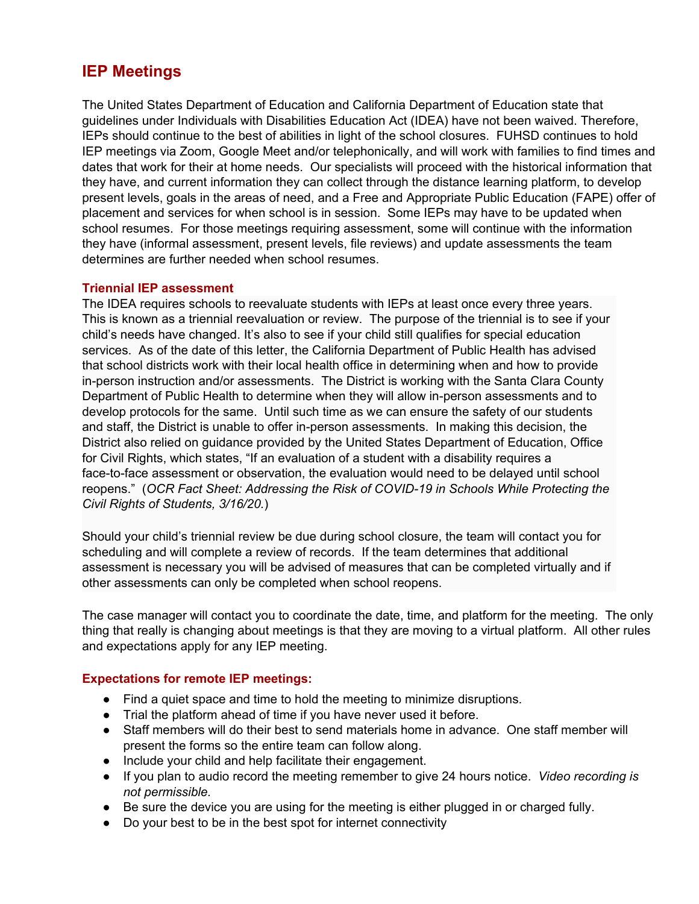## IEP Meetings

The United States Department of Education and California Department of Education state that guidelines under Individuals with Disabilities Education Act (IDEA) have not been waived. Therefore, IEPs should continue to the best of abilities in light of the school closures. FUHSD continues to hold IEP meetings via Zoom, Google Meet and/or telephonically, and will work with families to find times and dates that work for their at home needs. Our specialists will proceed with the historical information that they have, and current information they can collect through the distance learning platform, to develop present levels, goals in the areas of need, and a Free and Appropriate Public Education (FAPE) offer of placement and services for when school is in session. Some IEPs may have to be updated when school resumes. For those meetings requiring assessment, some will continue with the information they have (informal assessment, present levels, file reviews) and update assessments the team determines are further needed when school resumes.

### Triennial IEP assessment

The IDEA requires schools to reevaluate students with IEPs at least once every three years. This is known as a triennial reevaluation or review. The purpose of the triennial is to see if your child's needs have changed. It's also to see if your child still qualifies for special education services. As of the date of this letter, the California Department of Public Health has advised that school districts work with their local health office in determining when and how to provide in-person instruction and/or assessments. The District is working with the Santa Clara County Department of Public Health to determine when they will allow in-person assessments and to develop protocols for the same. Until such time as we can ensure the safety of our students and staff, the District is unable to offer in-person assessments. In making this decision, the District also relied on guidance provided by the United States Department of Education, Office for Civil Rights, which states, "If an evaluation of a student with a disability requires a face-to-face assessment or observation, the evaluation would need to be delayed until school reopens." (*OCR Fact Sheet: Addressing the Risk of COVID-19 in Schools While Protecting the Civil Rights of Students, 3/16/20.*)

Should your child's triennial review be due during school closure, the team will contact you for scheduling and will complete a review of records. If the team determines that additional assessment is necessary you will be advised of measures that can be completed virtually and if other assessments can only be completed when school reopens.

The case manager will contact you to coordinate the date, time, and platform for the meeting. The only thing that really is changing about meetings is that they are moving to a virtual platform. All other rules and expectations apply for any IEP meeting.

### Expectations for remote IEP meetings:

- Find a quiet space and time to hold the meeting to minimize disruptions.
- Trial the platform ahead of time if you have never used it before.
- Staff members will do their best to send materials home in advance. One staff member will present the forms so the entire team can follow along.
- Include your child and help facilitate their engagement.
- If you plan to audio record the meeting remember to give 24 hours notice. *Video recording is not permissible.*
- Be sure the device you are using for the meeting is either plugged in or charged fully.
- Do your best to be in the best spot for internet connectivity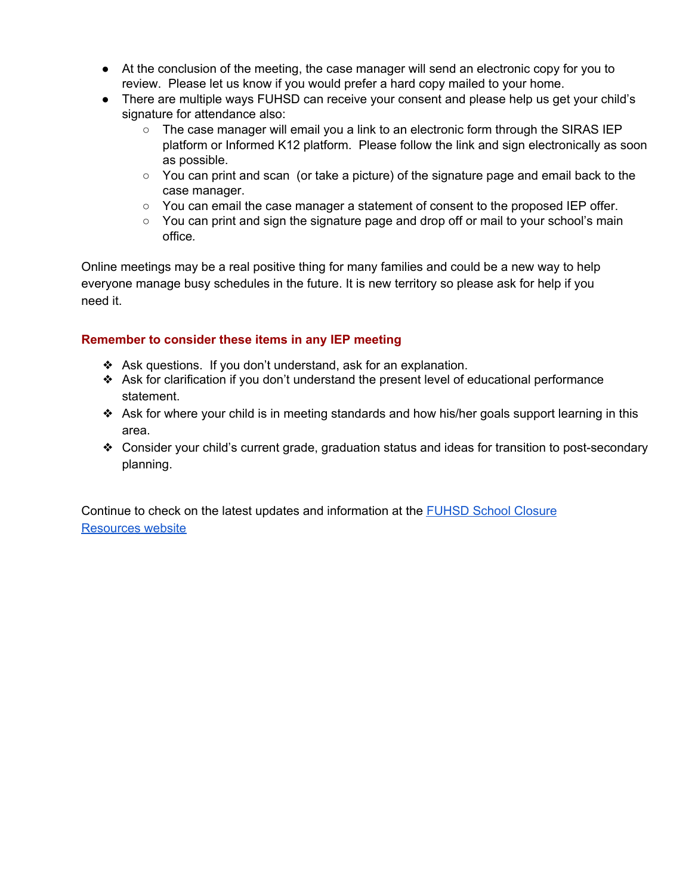- At the conclusion of the meeting, the case manager will send an electronic copy for you to review. Please let us know if you would prefer a hard copy mailed to your home.
- There are multiple ways FUHSD can receive your consent and please help us get your child's signature for attendance also:
  - The case manager will email you a link to an electronic form through the SIRAS IEP platform or Informed K12 platform. Please follow the link and sign electronically as soon as possible.
  - You can print and scan (or take a picture) of the signature page and email back to the case manager.
  - You can email the case manager a statement of consent to the proposed IEP offer.
  - You can print and sign the signature page and drop off or mail to your school's main office.

Online meetings may be a real positive thing for many families and could be a new way to help everyone manage busy schedules in the future. It is new territory so please ask for help if you need it.

### Remember to consider these items in any IEP meeting

- Ask questions. If you don't understand, ask for an explanation.
- Ask for clarification if you don't understand the present level of educational performance statement.
- Ask for where your child is in meeting standards and how his/her goals support learning in this area.
- Consider your child's current grade, graduation status and ideas for transition to post-secondary planning.

Continue to check on the latest updates and information at the [FUHSD School Closure Resources website]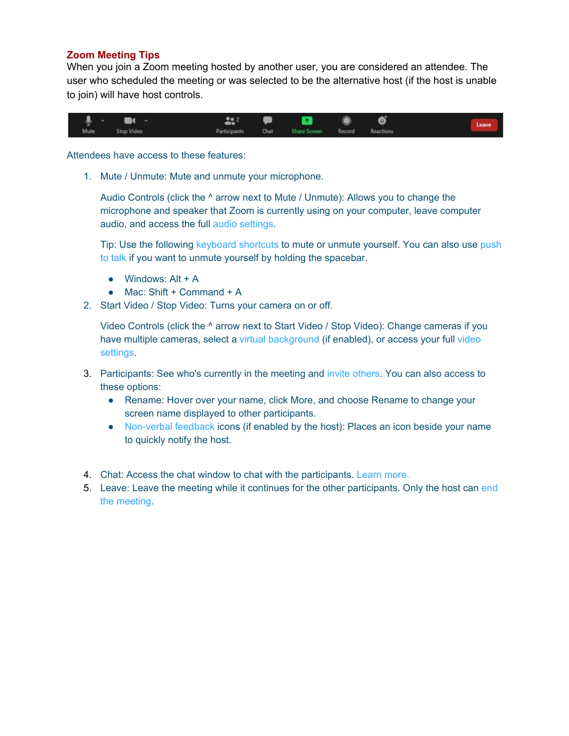## Zoom Meeting Tips

When you join a Zoom meeting hosted by another user, you are considered an attendee. The user who scheduled the meeting or was selected to be the alternative host (if the host is unable to join) will have host controls.

Attendees have access to these features:

1. Mute / Unmute: Mute and unmute your microphone.

   Audio Controls (click the ^ arrow next to Mute / Unmute): Allows you to change the microphone and speaker that Zoom is currently using on your computer, leave computer audio, and access the full audio settings.

   Tip: Use the following keyboard shortcuts to mute or unmute yourself. You can also use push to talk if you want to unmute yourself by holding the spacebar.

   - Windows: Alt + A
   - Mac: Shift + Command + A

2. Start Video / Stop Video: Turns your camera on or off.

   Video Controls (click the ^ arrow next to Start Video / Stop Video): Change cameras if you have multiple cameras, select a virtual background (if enabled), or access your full video settings.

3. Participants: See who's currently in the meeting and invite others. You can also access to these options:
   - Rename: Hover over your name, click More, and choose Rename to change your screen name displayed to other participants.
   - Non-verbal feedback icons (if enabled by the host): Places an icon beside your name to quickly notify the host.

4. Chat: Access the chat window to chat with the participants. Learn more.
5. Leave: Leave the meeting while it continues for the other participants. Only the host can end the meeting.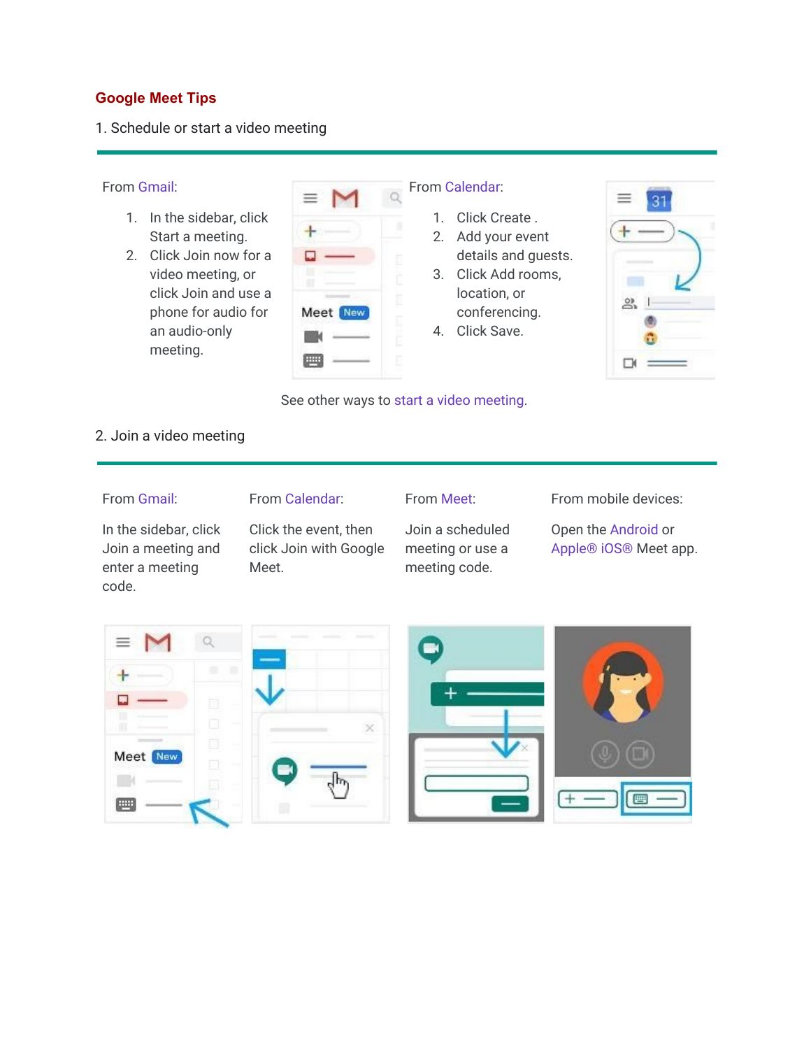## Google Meet Tips

### 1. Schedule or start a video meeting

From Gmail:

1. In the sidebar, click Start a meeting.
2. Click Join now for a video meeting, or click Join and use a phone for audio for an audio-only meeting.

From Calendar:

1. Click Create .
2. Add your event details and guests.
3. Click Add rooms, location, or conferencing.
4. Click Save.

See other ways to start a video meeting.

### 2. Join a video meeting

From Gmail:

In the sidebar, click Join a meeting and enter a meeting code.

From Calendar:

Click the event, then click Join with Google Meet.

From Meet:

Join a scheduled meeting or use a meeting code.

From mobile devices:

Open the Android or Apple® iOS® Meet app.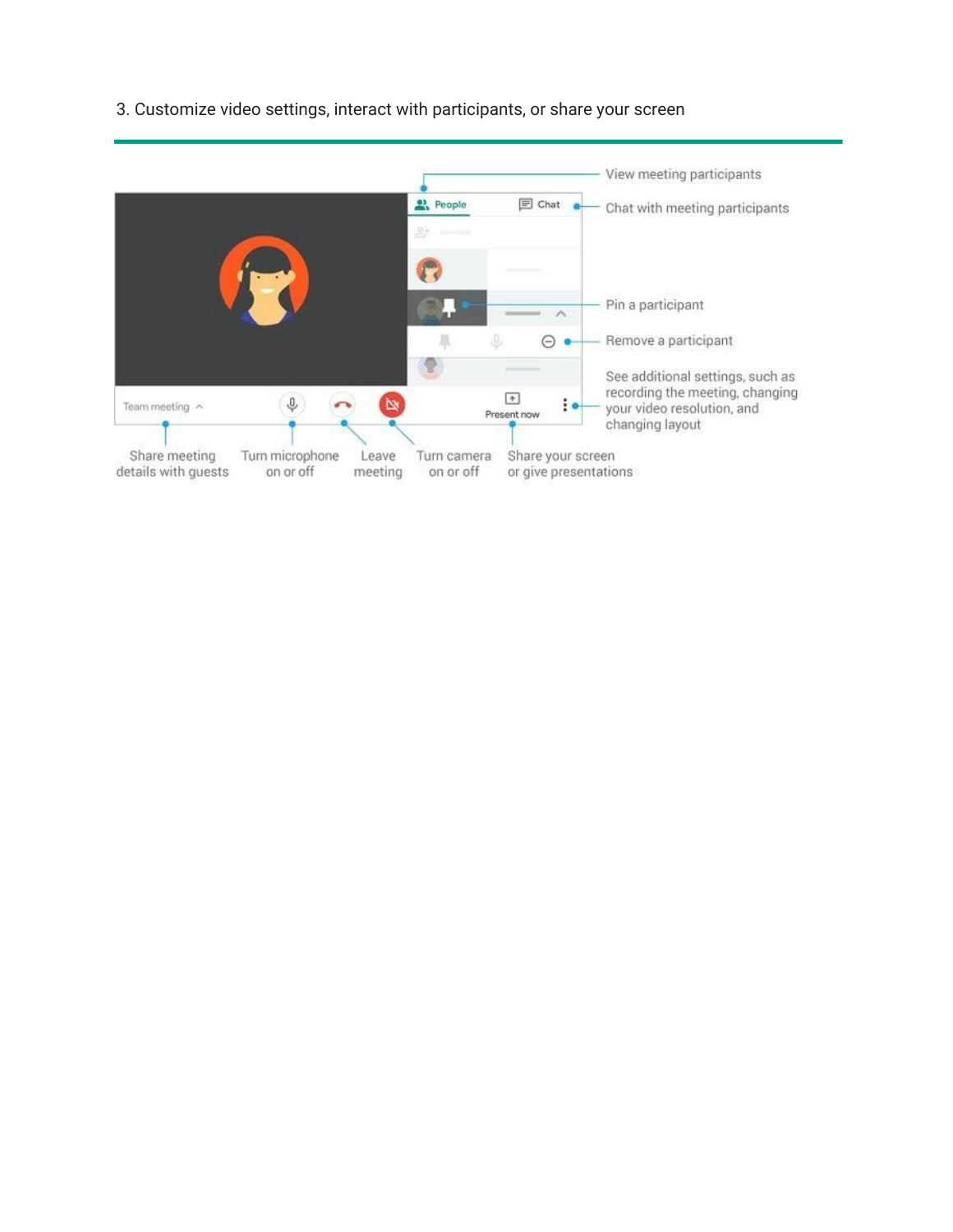3. Customize video settings, interact with participants, or share your screen

People
Chat
Team meeting
Present now

View meeting participants
Chat with meeting participants
Pin a participant
Remove a participant
See additional settings, such as recording the meeting, changing your video resolution, and changing layout
Share meeting details with guests
Turn microphone on or off
Leave meeting
Turn camera on or off
Share your screen or give presentations